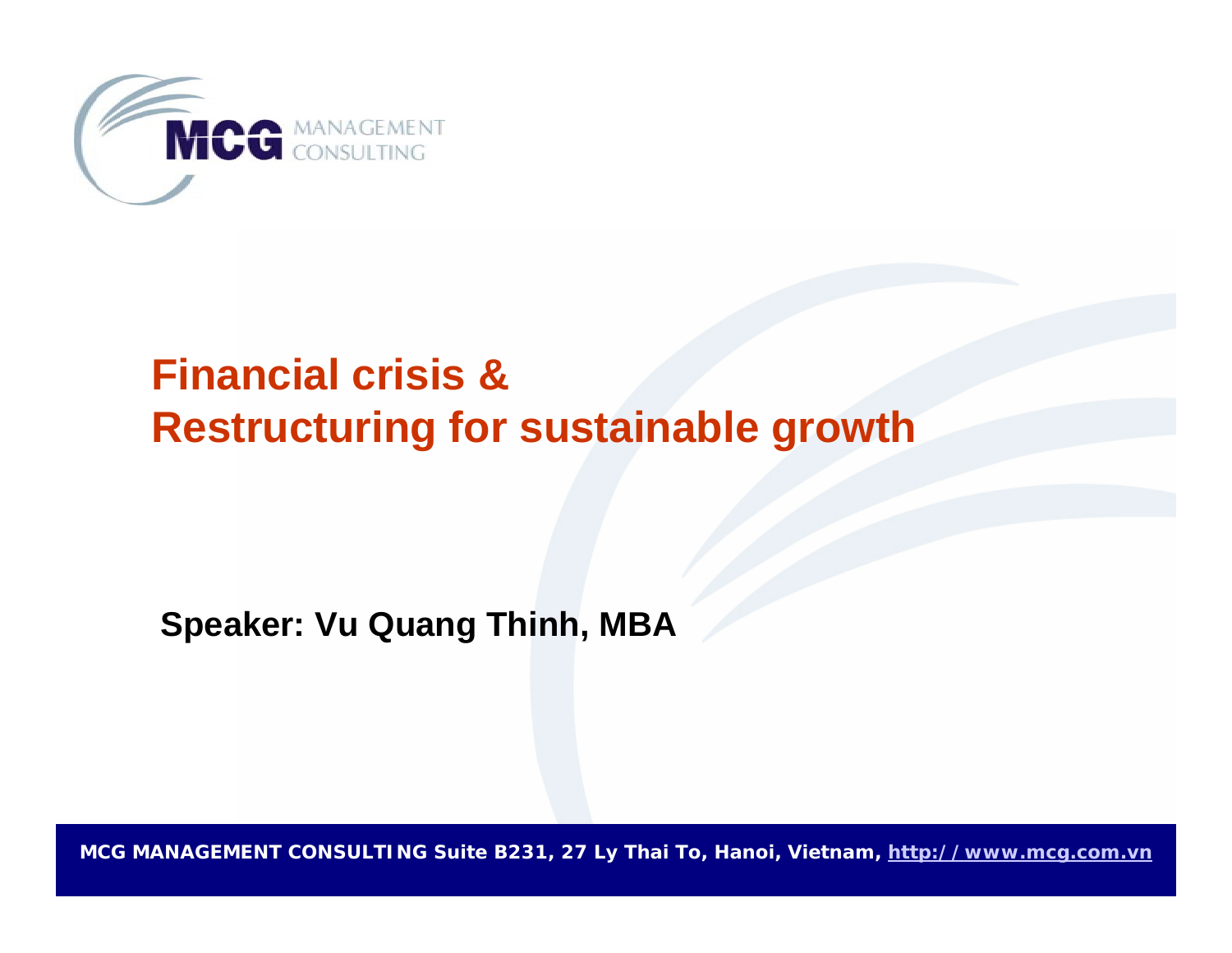MCG MANAGEMENT CONSULTING

# Financial crisis & Restructuring for sustainable growth

**Speaker: Vu Quang Thinh, MBA**

**MCG MANAGEMENT CONSULTING Suite B231, 27 Ly Thai To, Hanoi, Vietnam, http://www.mcg.com.vn**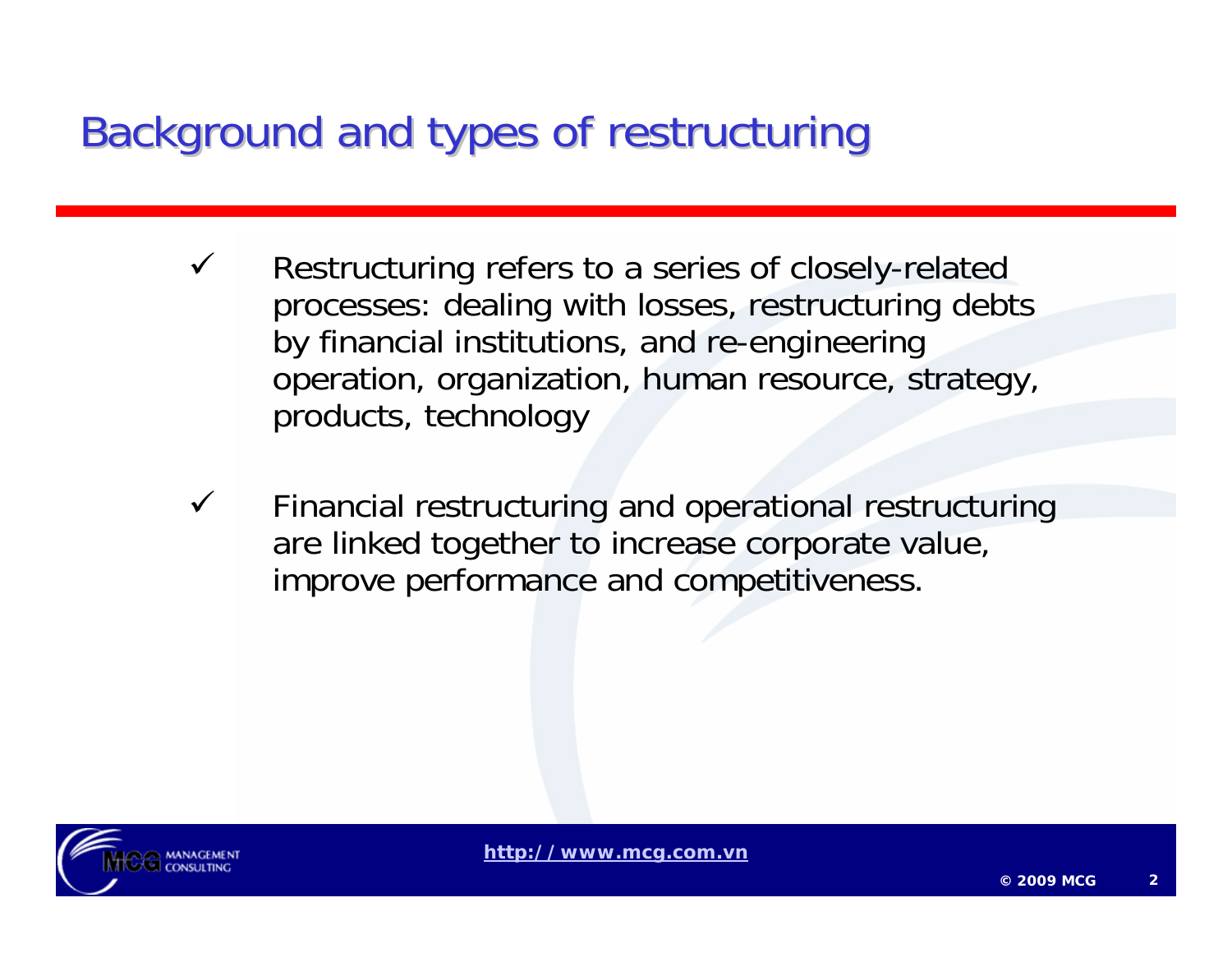# Background and types of restructuring

- ✓ Restructuring refers to a series of closely-related processes: dealing with losses, restructuring debts by financial institutions, and re-engineering operation, organization, human resource, strategy, products, technology

- ✓ Financial restructuring and operational restructuring are linked together to increase corporate value, improve performance and competitiveness.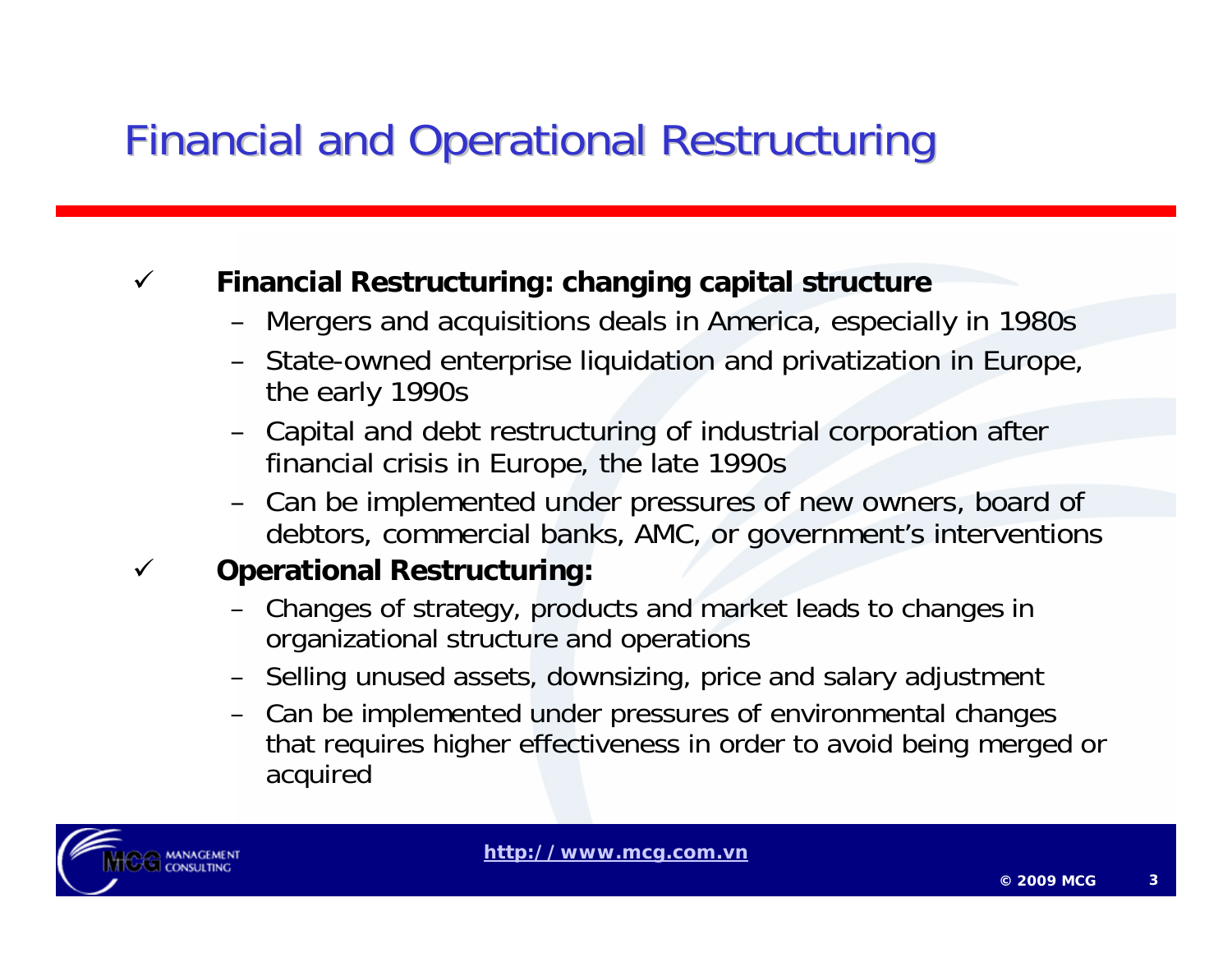# Financial and Operational Restructuring

- **Financial Restructuring: changing capital structure**
  - Mergers and acquisitions deals in America, especially in 1980s
  - State-owned enterprise liquidation and privatization in Europe, the early 1990s
  - Capital and debt restructuring of industrial corporation after financial crisis in Europe, the late 1990s
  - Can be implemented under pressures of new owners, board of debtors, commercial banks, AMC, or government's interventions
- **Operational Restructuring:**
  - Changes of strategy, products and market leads to changes in organizational structure and operations
  - Selling unused assets, downsizing, price and salary adjustment
  - Can be implemented under pressures of environmental changes that requires higher effectiveness in order to avoid being merged or acquired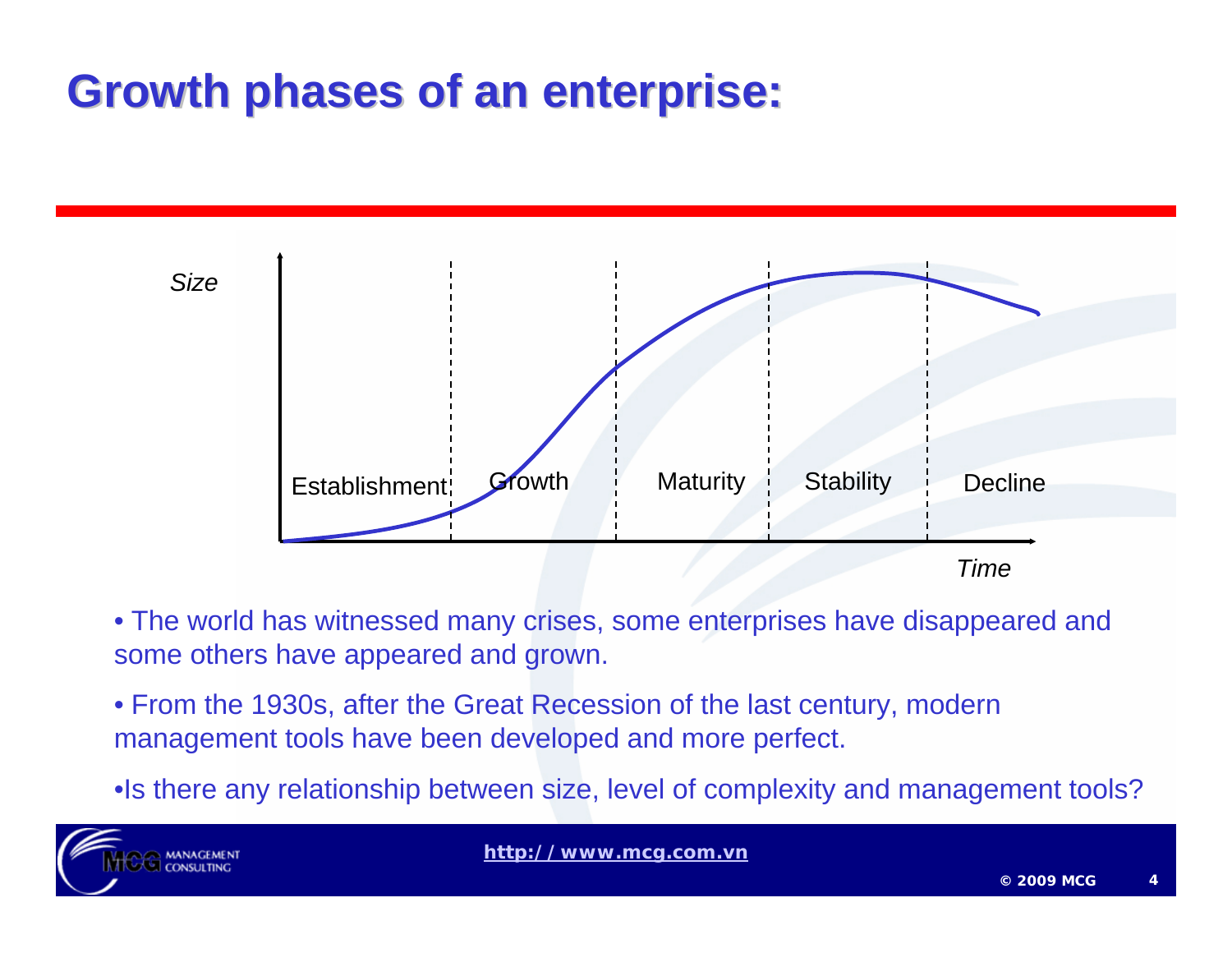# Growth phases of an enterprise:

Size

Establishment

Growth

Maturity

Stability

Decline

Time

- The world has witnessed many crises, some enterprises have disappeared and some others have appeared and grown.
- From the 1930s, after the Great Recession of the last century, modern management tools have been developed and more perfect.
- Is there any relationship between size, level of complexity and management tools?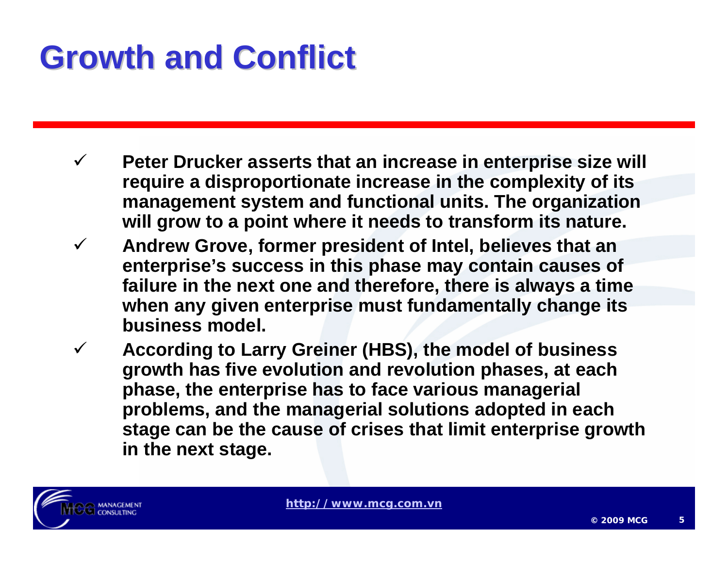# Growth and Conflict

- **Peter Drucker asserts that an increase in enterprise size will require a disproportionate increase in the complexity of its management system and functional units. The organization will grow to a point where it needs to transform its nature.**
- **Andrew Grove, former president of Intel, believes that an enterprise's success in this phase may contain causes of failure in the next one and therefore, there is always a time when any given enterprise must fundamentally change its business model.**
- **According to Larry Greiner (HBS), the model of business growth has five evolution and revolution phases, at each phase, the enterprise has to face various managerial problems, and the managerial solutions adopted in each stage can be the cause of crises that limit enterprise growth in the next stage.**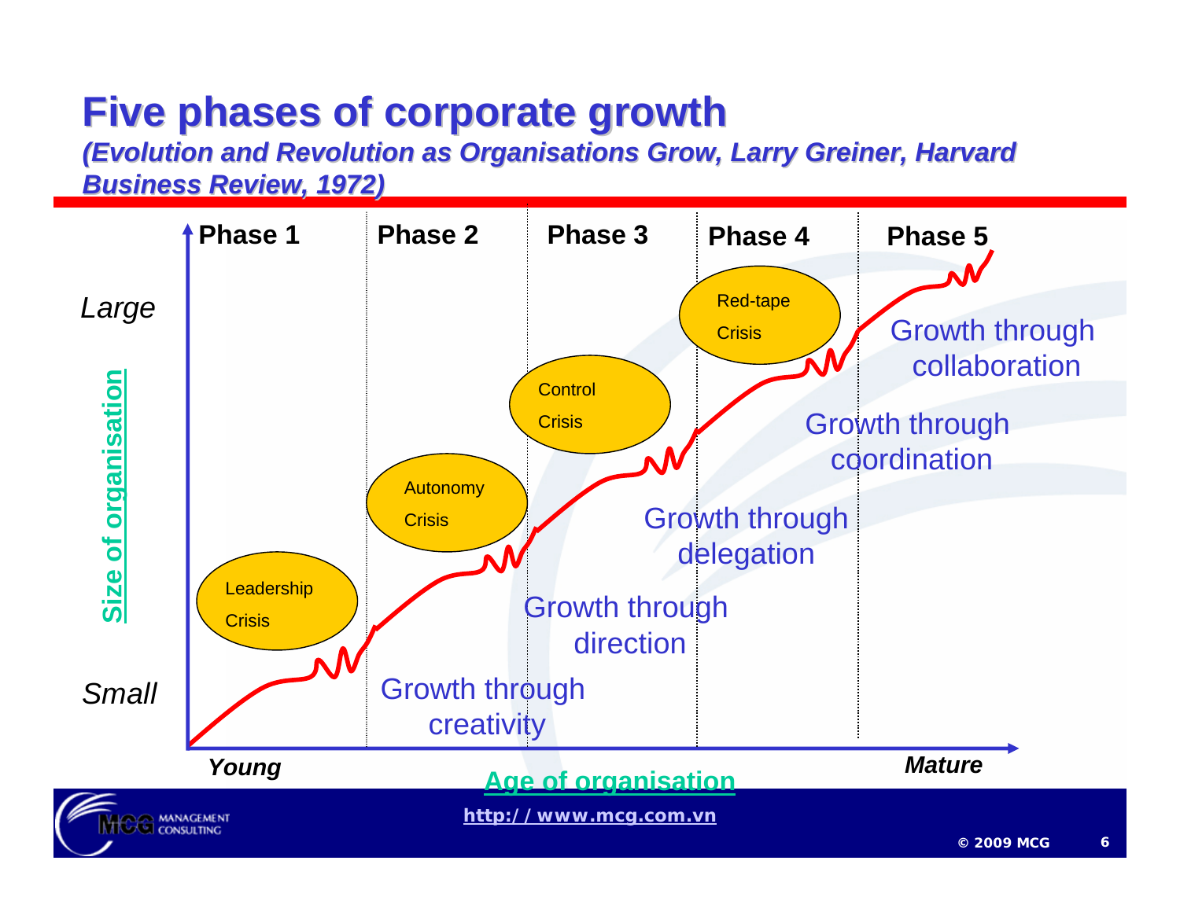# Five phases of corporate growth

***(Evolution and Revolution as Organisations Grow, Larry Greiner, Harvard Business Review, 1972)***

Phase 1

Phase 2

Phase 3

Phase 4

Phase 5

Large

Small

Size of organisation

Leadership Crisis

Autonomy Crisis

Control Crisis

Red-tape Crisis

Growth through creativity

Growth through direction

Growth through delegation

Growth through coordination

Growth through collaboration

Young

Mature

Age of organisation

http://www.mcg.com.vn

© 2009 MCG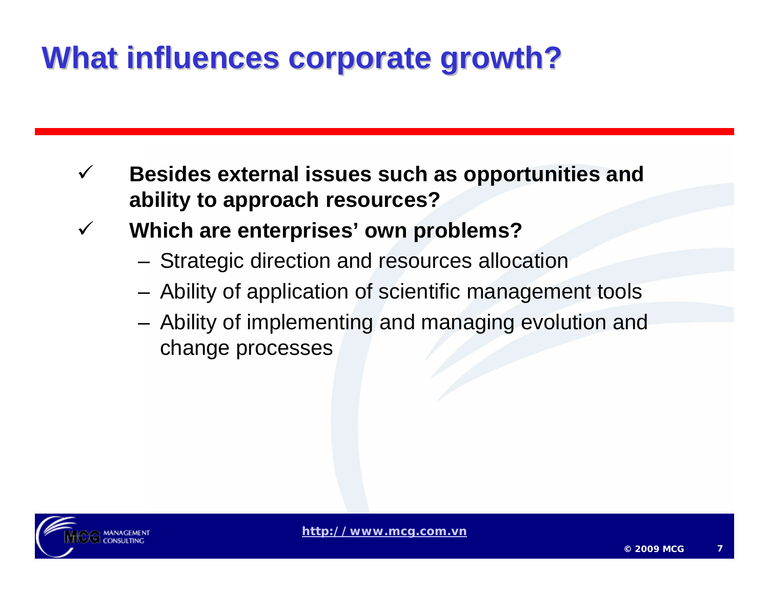# What influences corporate growth?

- **Besides external issues such as opportunities and ability to approach resources?**
- **Which are enterprises' own problems?**
  - Strategic direction and resources allocation
  - Ability of application of scientific management tools
  - Ability of implementing and managing evolution and change processes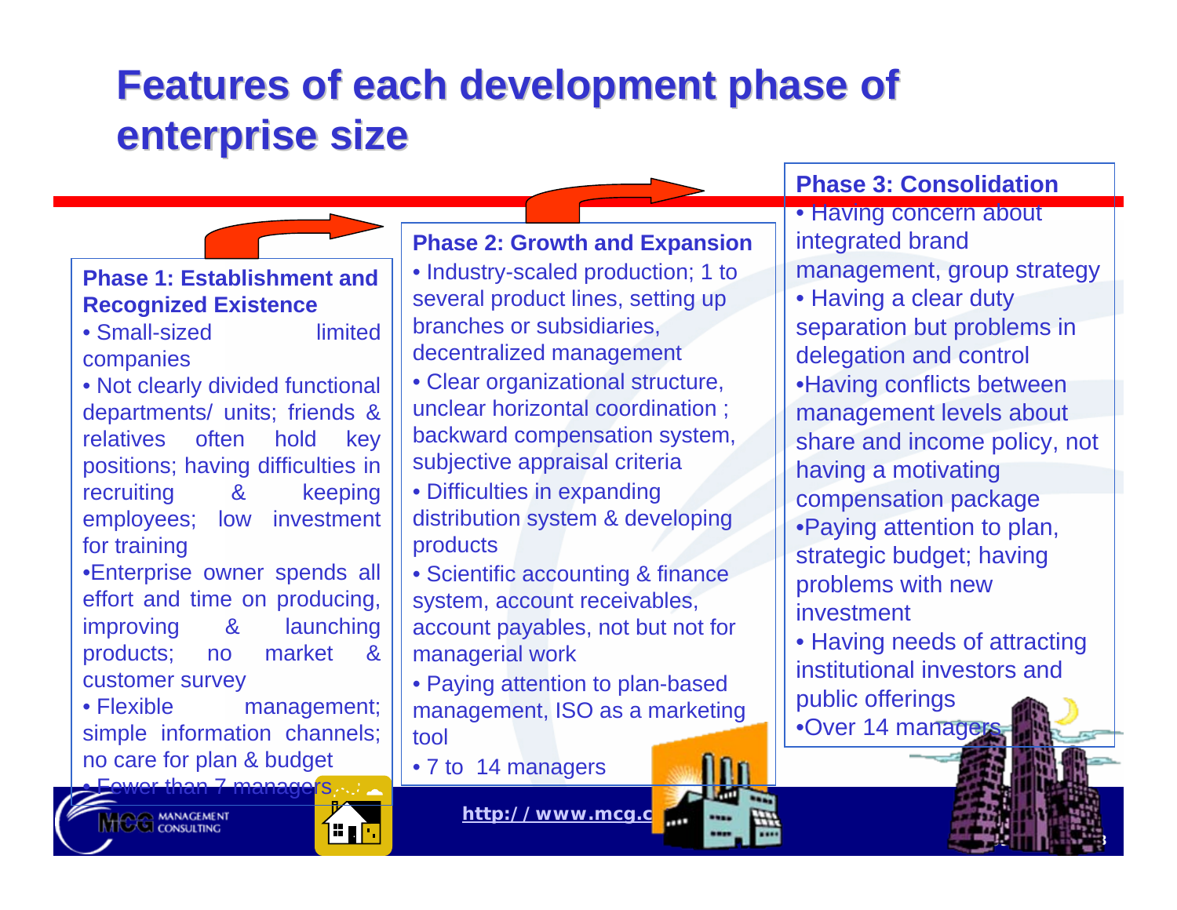# Features of each development phase of enterprise size

**Phase 1: Establishment and Recognized Existence**

- Small-sized limited companies
- Not clearly divided functional departments/ units; friends & relatives often hold key positions; having difficulties in recruiting & keeping employees; low investment for training
- Enterprise owner spends all effort and time on producing, improving & launching products; no market & customer survey
- Flexible management; simple information channels; no care for plan & budget
- Fewer than 7 managers

**Phase 2: Growth and Expansion**

- Industry-scaled production; 1 to several product lines, setting up branches or subsidiaries, decentralized management
- Clear organizational structure, unclear horizontal coordination ; backward compensation system, subjective appraisal criteria
- Difficulties in expanding distribution system & developing products
- Scientific accounting & finance system, account receivables, account payables, not but not for managerial work
- Paying attention to plan-based management, ISO as a marketing tool
- 7 to 14 managers

**Phase 3: Consolidation**

- Having concern about integrated brand management, group strategy
- Having a clear duty separation but problems in delegation and control
- Having conflicts between management levels about share and income policy, not having a motivating compensation package
- Paying attention to plan, strategic budget; having problems with new investment
- Having needs of attracting institutional investors and public offerings
- Over 14 managers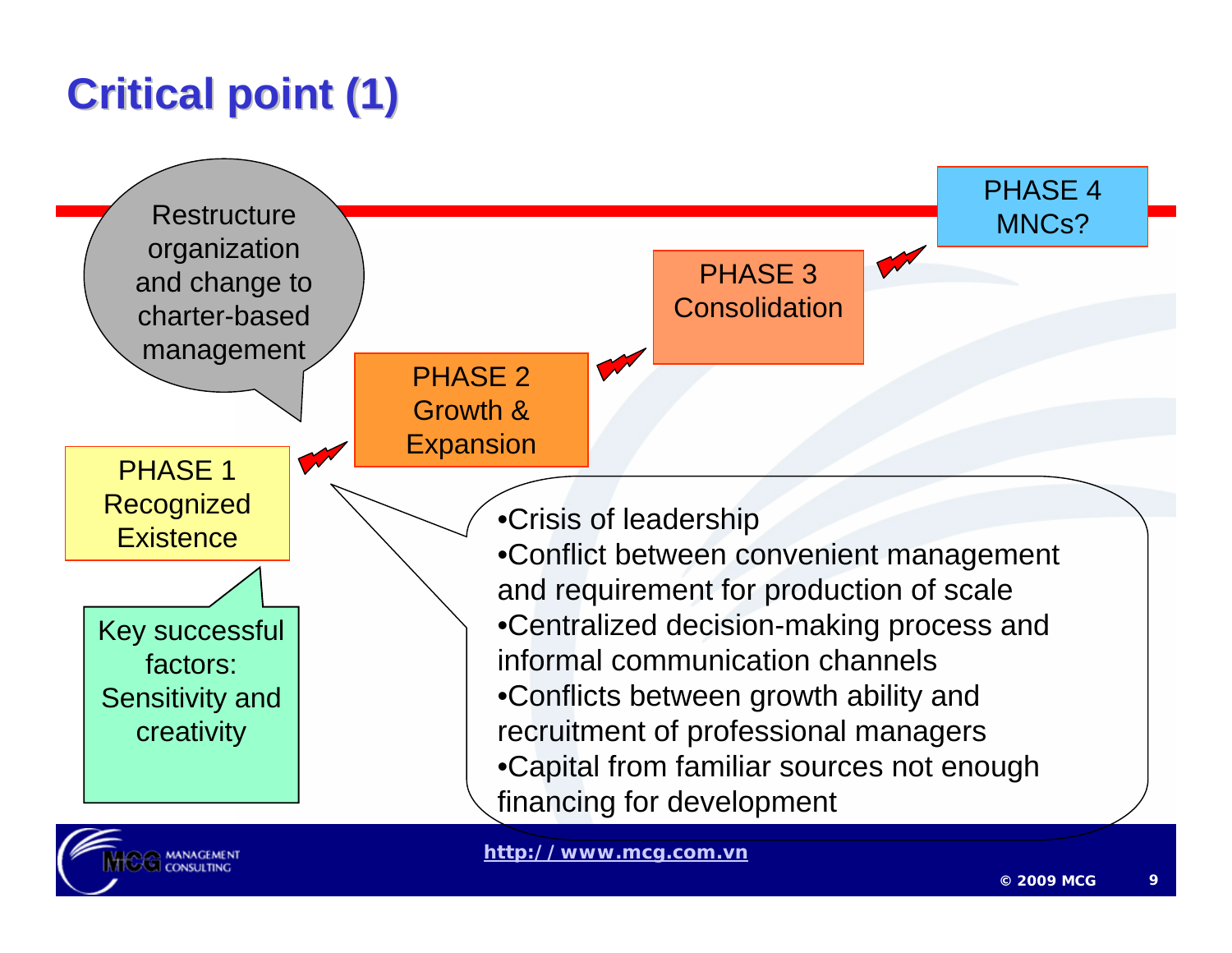# Critical point (1)

Restructure organization and change to charter-based management

PHASE 1
Recognized Existence

PHASE 2
Growth & Expansion

PHASE 3
Consolidation

PHASE 4
MNCs?

Key successful factors: Sensitivity and creativity

- Crisis of leadership
- Conflict between convenient management and requirement for production of scale
- Centralized decision-making process and informal communication channels
- Conflicts between growth ability and recruitment of professional managers
- Capital from familiar sources not enough financing for development

http://www.mcg.com.vn

© 2009 MCG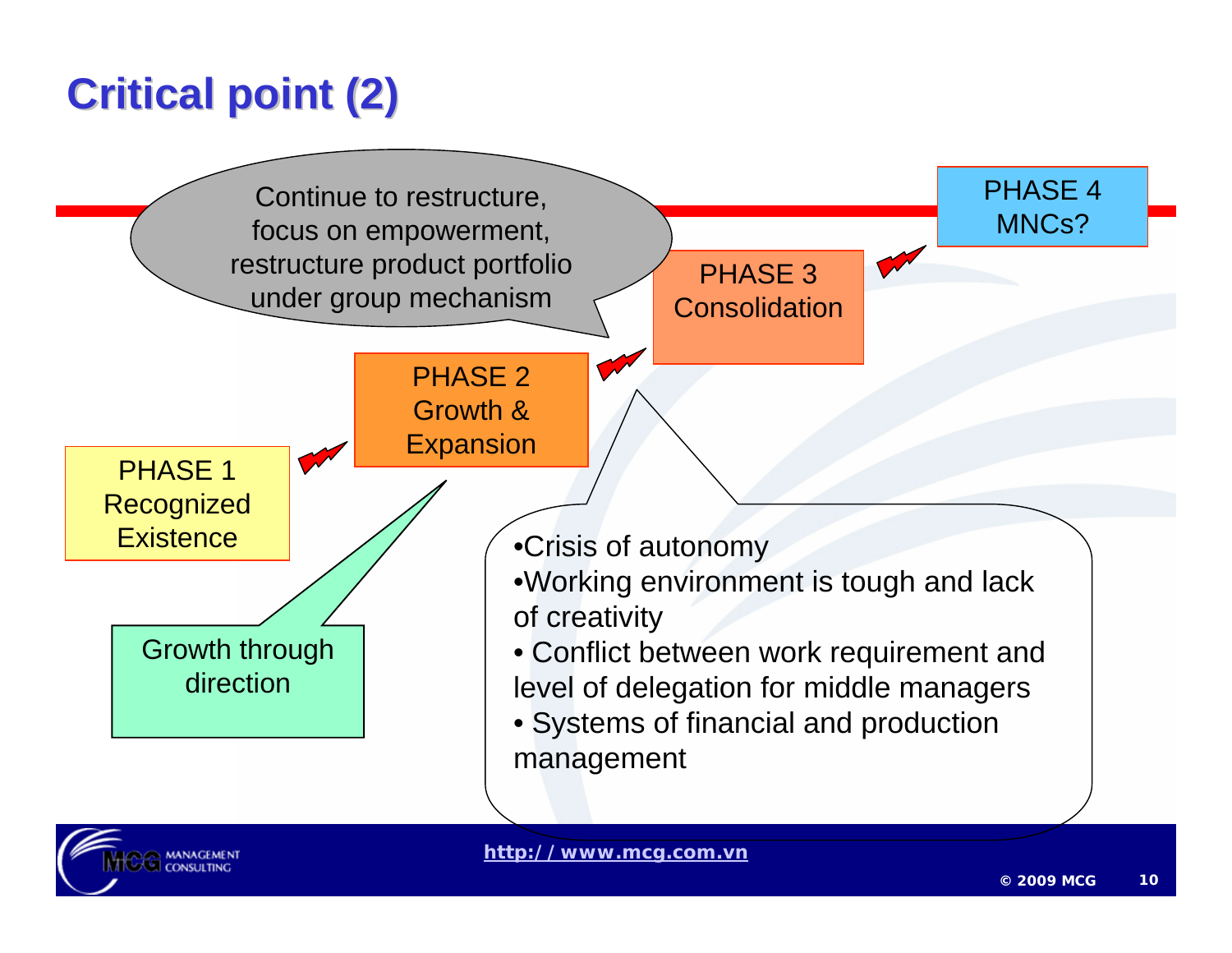# Critical point (2)

Continue to restructure, focus on empowerment, restructure product portfolio under group mechanism

PHASE 4
MNCs?

PHASE 3
Consolidation

PHASE 2
Growth & Expansion

PHASE 1
Recognized Existence

Growth through direction

- Crisis of autonomy
- Working environment is tough and lack of creativity
- Conflict between work requirement and level of delegation for middle managers
- Systems of financial and production management

http://www.mcg.com.vn

© 2009 MCG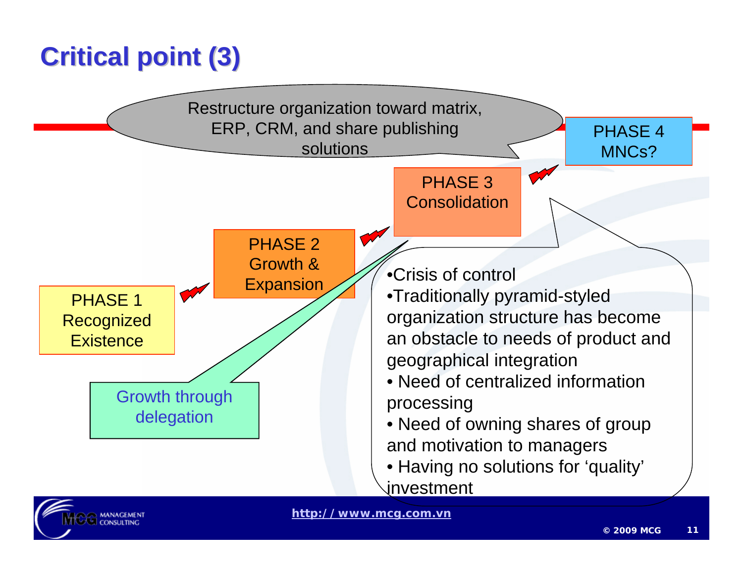# Critical point (3)

Restructure organization toward matrix, ERP, CRM, and share publishing solutions

PHASE 1
Recognized Existence

PHASE 2
Growth & Expansion

PHASE 3
Consolidation

PHASE 4
MNCs?

Growth through delegation

- Crisis of control
- Traditionally pyramid-styled organization structure has become an obstacle to needs of product and geographical integration
- Need of centralized information processing
- Need of owning shares of group and motivation to managers
- Having no solutions for ‘quality’ investment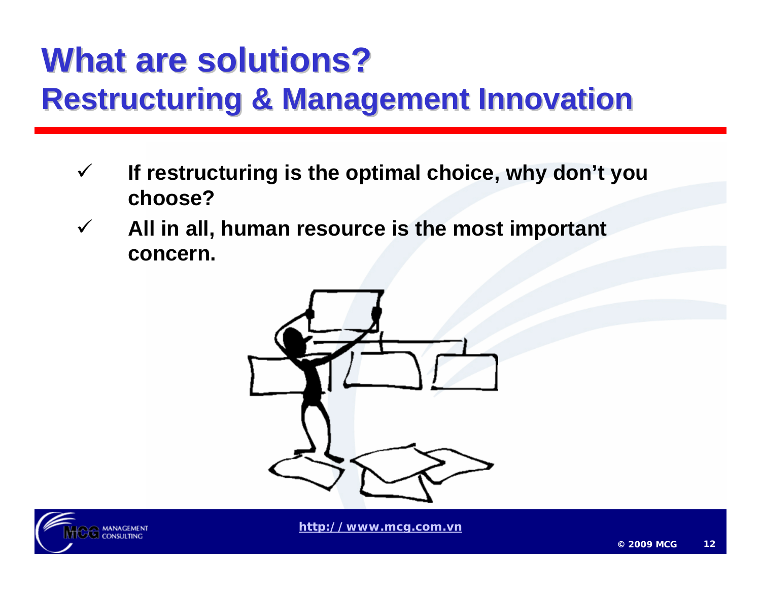# What are solutions?
## Restructuring & Management Innovation

- If restructuring is the optimal choice, why don't you choose?
- All in all, human resource is the most important concern.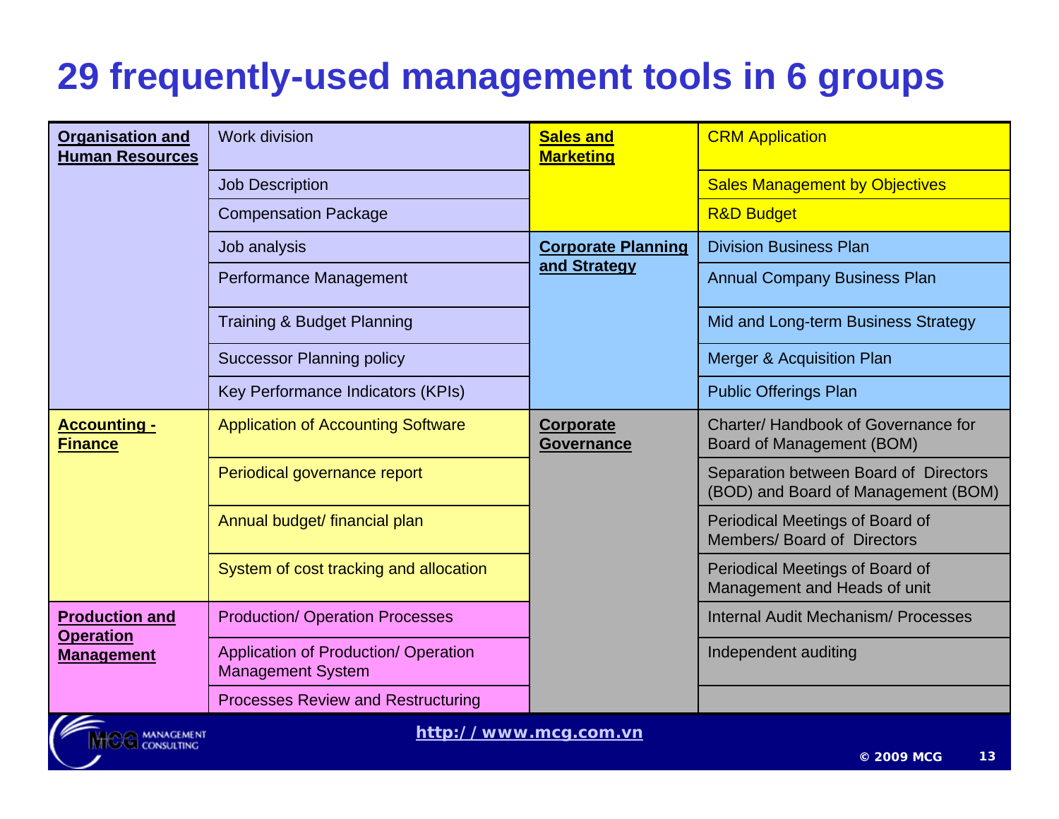# 29 frequently-used management tools in 6 groups

| | | | |
|---|---|---|---|
| **Organisation and Human Resources** | Work division | **Sales and Marketing** | CRM Application |
| | Job Description | | Sales Management by Objectives |
| | Compensation Package | | R&D Budget |
| | Job analysis | **Corporate Planning and Strategy** | Division Business Plan |
| | Performance Management | | Annual Company Business Plan |
| | Training & Budget Planning | | Mid and Long-term Business Strategy |
| | Successor Planning policy | | Merger & Acquisition Plan |
| | Key Performance Indicators (KPIs) | | Public Offerings Plan |
| **Accounting - Finance** | Application of Accounting Software | **Corporate Governance** | Charter/ Handbook of Governance for Board of Management (BOM) |
| | Periodical governance report | | Separation between Board of Directors (BOD) and Board of Management (BOM) |
| | Annual budget/ financial plan | | Periodical Meetings of Board of Members/ Board of Directors |
| | System of cost tracking and allocation | | Periodical Meetings of Board of Management and Heads of unit |
| **Production and Operation Management** | Production/ Operation Processes | | Internal Audit Mechanism/ Processes |
| | Application of Production/ Operation Management System | | Independent auditing |
| | Processes Review and Restructuring | | |

http://www.mcg.com.vn

© 2009 MCG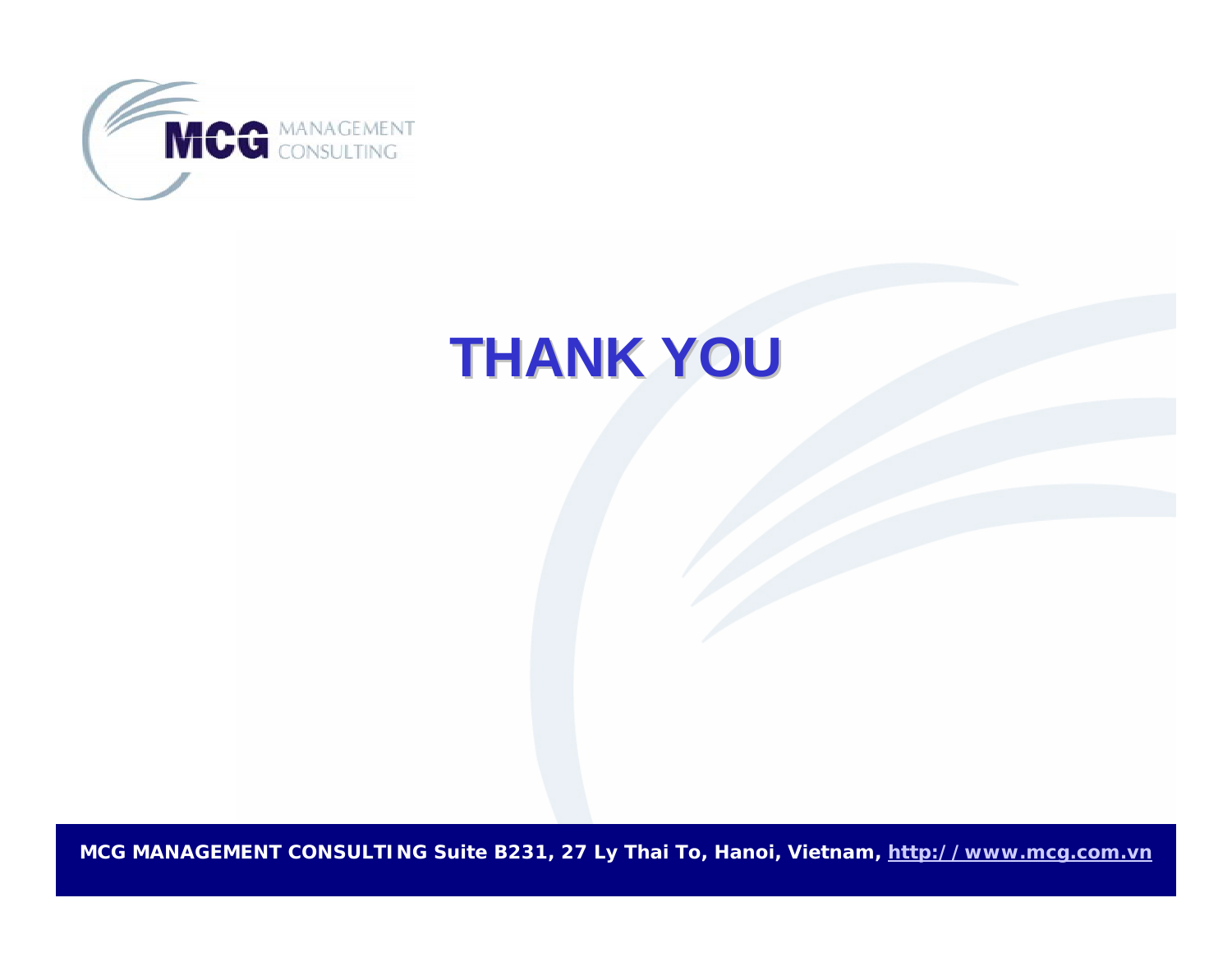# THANK YOU

**MCG MANAGEMENT CONSULTING Suite B231, 27 Ly Thai To, Hanoi, Vietnam, http://www.mcg.com.vn**